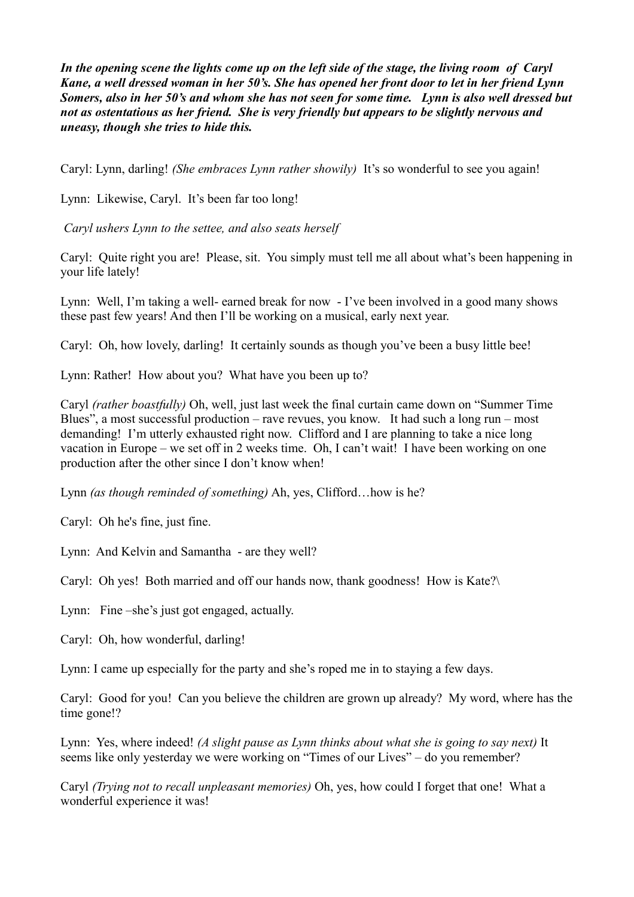***In the opening scene the lights come up on the left side of the stage, the living room of Caryl Kane, a well dressed woman in her 50's. She has opened her front door to let in her friend Lynn Somers, also in her 50's and whom she has not seen for some time. Lynn is also well dressed but not as ostentatious as her friend. She is very friendly but appears to be slightly nervous and uneasy, though she tries to hide this.***

Caryl: Lynn, darling! *(She embraces Lynn rather showily)* It's so wonderful to see you again!

Lynn: Likewise, Caryl. It's been far too long!

*Caryl ushers Lynn to the settee, and also seats herself*

Caryl: Quite right you are! Please, sit. You simply must tell me all about what's been happening in your life lately!

Lynn: Well, I'm taking a well- earned break for now - I've been involved in a good many shows these past few years! And then I'll be working on a musical, early next year.

Caryl: Oh, how lovely, darling! It certainly sounds as though you've been a busy little bee!

Lynn: Rather! How about you? What have you been up to?

Caryl *(rather boastfully)* Oh, well, just last week the final curtain came down on "Summer Time Blues", a most successful production – rave revues, you know. It had such a long run – most demanding! I'm utterly exhausted right now. Clifford and I are planning to take a nice long vacation in Europe – we set off in 2 weeks time. Oh, I can't wait! I have been working on one production after the other since I don't know when!

Lynn *(as though reminded of something)* Ah, yes, Clifford…how is he?

Caryl: Oh he's fine, just fine.

Lynn: And Kelvin and Samantha - are they well?

Caryl: Oh yes! Both married and off our hands now, thank goodness! How is Kate?\

Lynn: Fine –she's just got engaged, actually.

Caryl: Oh, how wonderful, darling!

Lynn: I came up especially for the party and she's roped me in to staying a few days.

Caryl: Good for you! Can you believe the children are grown up already? My word, where has the time gone!?

Lynn: Yes, where indeed! *(A slight pause as Lynn thinks about what she is going to say next)* It seems like only yesterday we were working on "Times of our Lives" – do you remember?

Caryl *(Trying not to recall unpleasant memories)* Oh, yes, how could I forget that one! What a wonderful experience it was!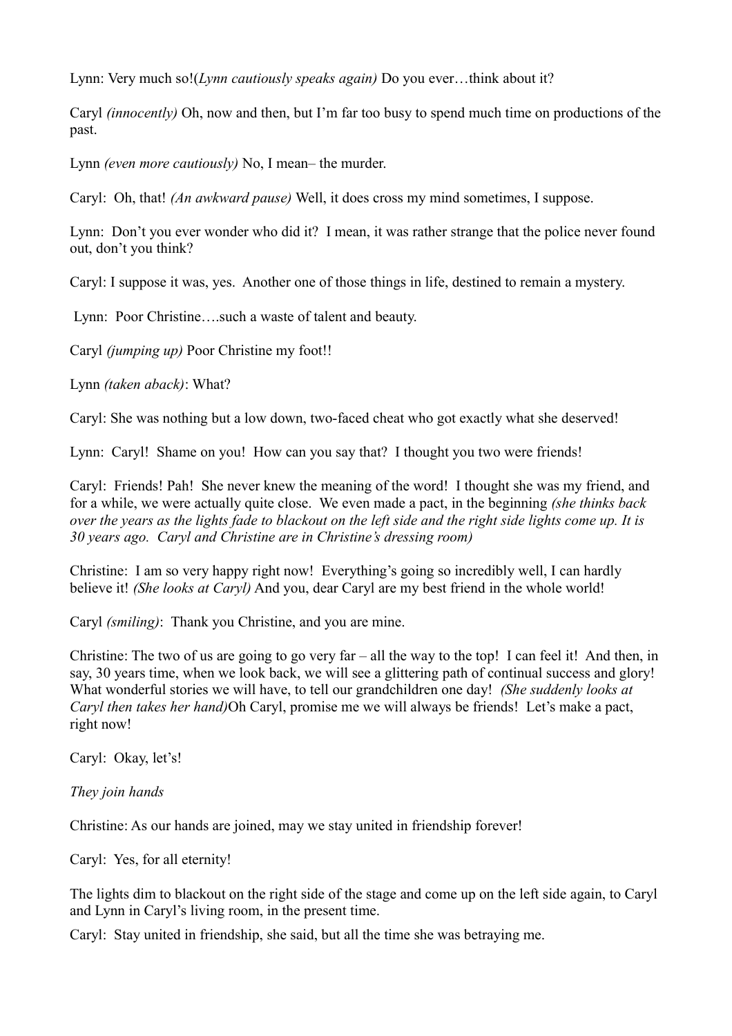Lynn: Very much so!(*Lynn cautiously speaks again)* Do you ever…think about it?

Caryl *(innocently)* Oh, now and then, but I'm far too busy to spend much time on productions of the past.

Lynn *(even more cautiously)* No, I mean– the murder.

Caryl: Oh, that! *(An awkward pause)* Well, it does cross my mind sometimes, I suppose.

Lynn: Don't you ever wonder who did it? I mean, it was rather strange that the police never found out, don't you think?

Caryl: I suppose it was, yes. Another one of those things in life, destined to remain a mystery.

Lynn: Poor Christine….such a waste of talent and beauty.

Caryl *(jumping up)* Poor Christine my foot!!

Lynn *(taken aback)*: What?

Caryl: She was nothing but a low down, two-faced cheat who got exactly what she deserved!

Lynn: Caryl! Shame on you! How can you say that? I thought you two were friends!

Caryl: Friends! Pah! She never knew the meaning of the word! I thought she was my friend, and for a while, we were actually quite close. We even made a pact, in the beginning *(she thinks back over the years as the lights fade to blackout on the left side and the right side lights come up. It is 30 years ago. Caryl and Christine are in Christine's dressing room)*

Christine: I am so very happy right now! Everything's going so incredibly well, I can hardly believe it! *(She looks at Caryl)* And you, dear Caryl are my best friend in the whole world!

Caryl *(smiling)*: Thank you Christine, and you are mine.

Christine: The two of us are going to go very far – all the way to the top! I can feel it! And then, in say, 30 years time, when we look back, we will see a glittering path of continual success and glory! What wonderful stories we will have, to tell our grandchildren one day! *(She suddenly looks at Caryl then takes her hand)*Oh Caryl, promise me we will always be friends! Let's make a pact, right now!

Caryl: Okay, let's!

*They join hands*

Christine: As our hands are joined, may we stay united in friendship forever!

Caryl: Yes, for all eternity!

The lights dim to blackout on the right side of the stage and come up on the left side again, to Caryl and Lynn in Caryl's living room, in the present time.

Caryl: Stay united in friendship, she said, but all the time she was betraying me.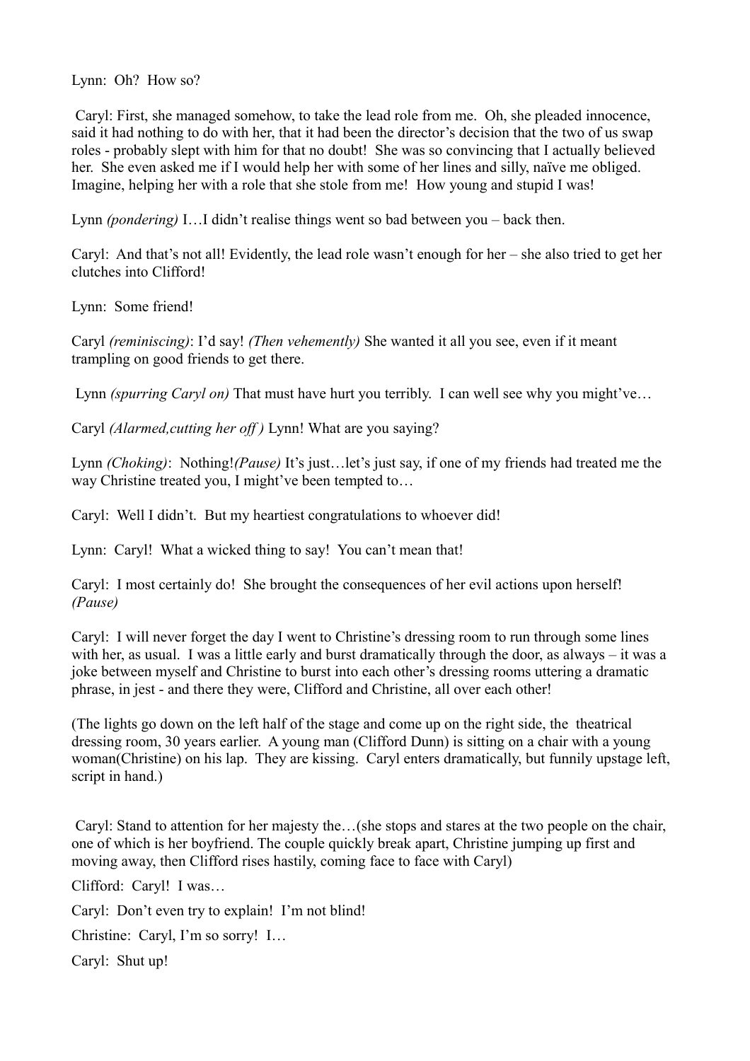Lynn: Oh? How so?

Caryl: First, she managed somehow, to take the lead role from me. Oh, she pleaded innocence, said it had nothing to do with her, that it had been the director's decision that the two of us swap roles - probably slept with him for that no doubt! She was so convincing that I actually believed her. She even asked me if I would help her with some of her lines and silly, naïve me obliged. Imagine, helping her with a role that she stole from me! How young and stupid I was!

Lynn *(pondering)* I…I didn't realise things went so bad between you – back then.

Caryl: And that's not all! Evidently, the lead role wasn't enough for her – she also tried to get her clutches into Clifford!

Lynn: Some friend!

Caryl *(reminiscing)*: I'd say! *(Then vehemently)* She wanted it all you see, even if it meant trampling on good friends to get there.

Lynn *(spurring Caryl on)* That must have hurt you terribly. I can well see why you might've…

Caryl *(Alarmed,cutting her off )* Lynn! What are you saying?

Lynn *(Choking)*: Nothing!*(Pause)* It's just…let's just say, if one of my friends had treated me the way Christine treated you, I might've been tempted to…

Caryl: Well I didn't. But my heartiest congratulations to whoever did!

Lynn: Caryl! What a wicked thing to say! You can't mean that!

Caryl: I most certainly do! She brought the consequences of her evil actions upon herself! *(Pause)*

Caryl: I will never forget the day I went to Christine's dressing room to run through some lines with her, as usual. I was a little early and burst dramatically through the door, as always – it was a joke between myself and Christine to burst into each other's dressing rooms uttering a dramatic phrase, in jest - and there they were, Clifford and Christine, all over each other!

(The lights go down on the left half of the stage and come up on the right side, the theatrical dressing room, 30 years earlier. A young man (Clifford Dunn) is sitting on a chair with a young woman(Christine) on his lap. They are kissing. Caryl enters dramatically, but funnily upstage left, script in hand.)

Caryl: Stand to attention for her majesty the…(she stops and stares at the two people on the chair, one of which is her boyfriend. The couple quickly break apart, Christine jumping up first and moving away, then Clifford rises hastily, coming face to face with Caryl)

Clifford: Caryl! I was…

Caryl: Don't even try to explain! I'm not blind!

Christine: Caryl, I'm so sorry! I…

Caryl: Shut up!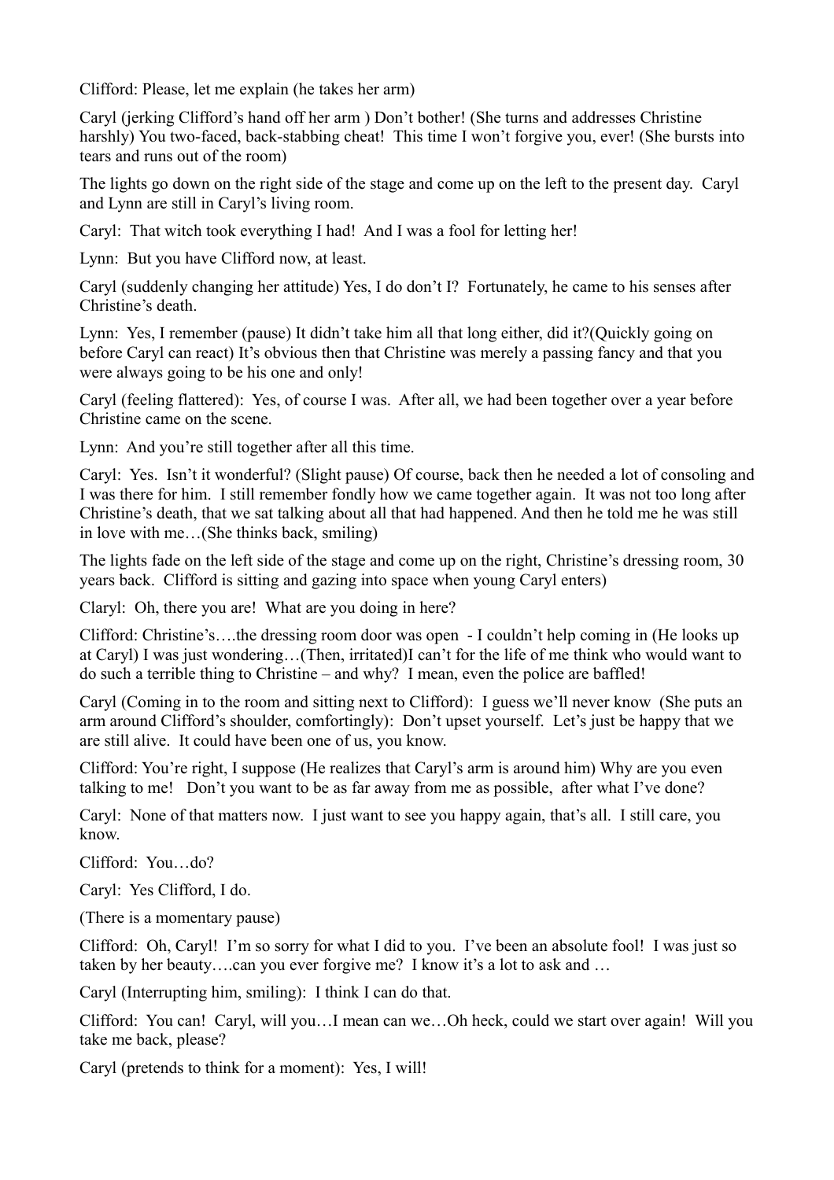Clifford: Please, let me explain (he takes her arm)

Caryl (jerking Clifford's hand off her arm ) Don't bother! (She turns and addresses Christine harshly) You two-faced, back-stabbing cheat! This time I won't forgive you, ever! (She bursts into tears and runs out of the room)

The lights go down on the right side of the stage and come up on the left to the present day. Caryl and Lynn are still in Caryl's living room.

Caryl: That witch took everything I had! And I was a fool for letting her!

Lynn: But you have Clifford now, at least.

Caryl (suddenly changing her attitude) Yes, I do don't I? Fortunately, he came to his senses after Christine's death.

Lynn: Yes, I remember (pause) It didn't take him all that long either, did it?(Quickly going on before Caryl can react) It's obvious then that Christine was merely a passing fancy and that you were always going to be his one and only!

Caryl (feeling flattered): Yes, of course I was. After all, we had been together over a year before Christine came on the scene.

Lynn: And you're still together after all this time.

Caryl: Yes. Isn't it wonderful? (Slight pause) Of course, back then he needed a lot of consoling and I was there for him. I still remember fondly how we came together again. It was not too long after Christine's death, that we sat talking about all that had happened. And then he told me he was still in love with me…(She thinks back, smiling)

The lights fade on the left side of the stage and come up on the right, Christine's dressing room, 30 years back. Clifford is sitting and gazing into space when young Caryl enters)

Claryl: Oh, there you are! What are you doing in here?

Clifford: Christine's….the dressing room door was open - I couldn't help coming in (He looks up at Caryl) I was just wondering…(Then, irritated)I can't for the life of me think who would want to do such a terrible thing to Christine – and why? I mean, even the police are baffled!

Caryl (Coming in to the room and sitting next to Clifford): I guess we'll never know (She puts an arm around Clifford's shoulder, comfortingly): Don't upset yourself. Let's just be happy that we are still alive. It could have been one of us, you know.

Clifford: You're right, I suppose (He realizes that Caryl's arm is around him) Why are you even talking to me! Don't you want to be as far away from me as possible, after what I've done?

Caryl: None of that matters now. I just want to see you happy again, that's all. I still care, you know.

Clifford: You…do?

Caryl: Yes Clifford, I do.

(There is a momentary pause)

Clifford: Oh, Caryl! I'm so sorry for what I did to you. I've been an absolute fool! I was just so taken by her beauty….can you ever forgive me? I know it's a lot to ask and …

Caryl (Interrupting him, smiling): I think I can do that.

Clifford: You can! Caryl, will you…I mean can we…Oh heck, could we start over again! Will you take me back, please?

Caryl (pretends to think for a moment): Yes, I will!